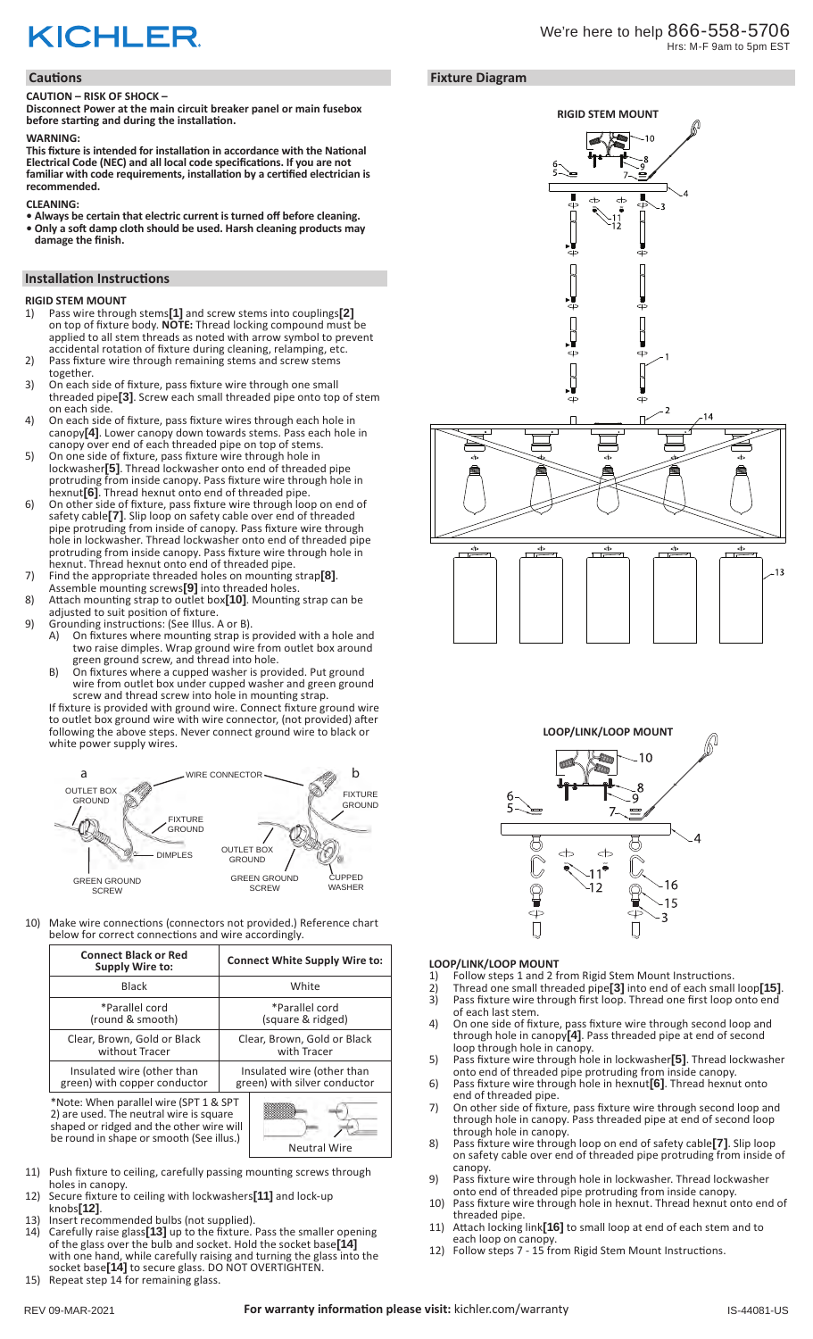# KICHLER

We're here to help 866-558-5706
Hrs: M-F 9am to 5pm EST

## Cautions

**CAUTION – RISK OF SHOCK –**
**Disconnect Power at the main circuit breaker panel or main fusebox before starting and during the installation.**

**WARNING:**
**This fixture is intended for installation in accordance with the National Electrical Code (NEC) and all local code specifications. If you are not familiar with code requirements, installation by a certified electrician is recommended.**

**CLEANING:**
- **Always be certain that electric current is turned off before cleaning.**
- **Only a soft damp cloth should be used. Harsh cleaning products may damage the finish.**

## Installation Instructions

### RIGID STEM MOUNT

1) Pass wire through stems**[1]** and screw stems into couplings**[2]** on top of fixture body. **NOTE:** Thread locking compound must be applied to all stem threads as noted with arrow symbol to prevent accidental rotation of fixture during cleaning, relamping, etc.
2) Pass fixture wire through remaining stems and screw stems together.
3) On each side of fixture, pass fixture wire through one small threaded pipe**[3]**. Screw each small threaded pipe onto top of stem on each side.
4) On each side of fixture, pass fixture wires through each hole in canopy**[4]**. Lower canopy down towards stems. Pass each hole in canopy over end of each threaded pipe on top of stems.
5) On one side of fixture, pass fixture wire through hole in lockwasher**[5]**. Thread lockwasher onto end of threaded pipe protruding from inside canopy. Pass fixture wire through hole in hexnut**[6]**. Thread hexnut onto end of threaded pipe.
6) On other side of fixture, pass fixture wire through loop on end of safety cable**[7]**. Slip loop on safety cable over end of threaded pipe protruding from inside of canopy. Pass fixture wire through hole in lockwasher. Thread lockwasher onto end of threaded pipe protruding from inside canopy. Pass fixture wire through hole in hexnut. Thread hexnut onto end of threaded pipe.
7) Find the appropriate threaded holes on mounting strap**[8]**. Assemble mounting screws**[9]** into threaded holes.
8) Attach mounting strap to outlet box**[10]**. Mounting strap can be adjusted to suit position of fixture.
9) Grounding instructions: (See Illus. A or B).
   A) On fixtures where mounting strap is provided with a hole and two raise dimples. Wrap ground wire from outlet box around green ground screw, and thread into hole.
   B) On fixtures where a cupped washer is provided. Put ground wire from outlet box under cupped washer and green ground screw and thread screw into hole in mounting strap.

   If fixture is provided with ground wire. Connect fixture ground wire to outlet box ground wire with wire connector, (not provided) after following the above steps. Never connect ground wire to black or white power supply wires.

a: OUTLET BOX GROUND, WIRE CONNECTOR, FIXTURE GROUND, DIMPLES, GREEN GROUND SCREW
b: FIXTURE GROUND, OUTLET BOX GROUND, GREEN GROUND SCREW, CUPPED WASHER

10) Make wire connections (connectors not provided.) Reference chart below for correct connections and wire accordingly.

| Connect Black or Red Supply Wire to: | Connect White Supply Wire to: |
|---|---|
| Black | White |
| *Parallel cord (round & smooth) | *Parallel cord (square & ridged) |
| Clear, Brown, Gold or Black without Tracer | Clear, Brown, Gold or Black with Tracer |
| Insulated wire (other than green) with copper conductor | Insulated wire (other than green) with silver conductor |

*Note: When parallel wire (SPT 1 & SPT 2) are used. The neutral wire is square shaped or ridged and the other wire will be round in shape or smooth (See illus.)

Neutral Wire

11) Push fixture to ceiling, carefully passing mounting screws through holes in canopy.
12) Secure fixture to ceiling with lockwashers**[11]** and lock-up knobs**[12]**.
13) Insert recommended bulbs (not supplied).
14) Carefully raise glass**[13]** up to the fixture. Pass the smaller opening of the glass over the bulb and socket. Hold the socket base**[14]** with one hand, while carefully raising and turning the glass into the socket base**[14]** to secure glass. DO NOT OVERTIGHTEN.
15) Repeat step 14 for remaining glass.

## Fixture Diagram

RIGID STEM MOUNT

LOOP/LINK/LOOP MOUNT

### LOOP/LINK/LOOP MOUNT

1) Follow steps 1 and 2 from Rigid Stem Mount Instructions.
2) Thread one small threaded pipe**[3]** into end of each small loop**[15]**.
3) Pass fixture wire through first loop. Thread one first loop onto end of each last stem.
4) On one side of fixture, pass fixture wire through second loop and through hole in canopy**[4]**. Pass threaded pipe at end of second loop through hole in canopy.
5) Pass fixture wire through hole in lockwasher**[5]**. Thread lockwasher onto end of threaded pipe protruding from inside canopy.
6) Pass fixture wire through hole in hexnut**[6]**. Thread hexnut onto end of threaded pipe.
7) On other side of fixture, pass fixture wire through second loop and through hole in canopy. Pass threaded pipe at end of second loop through hole in canopy.
8) Pass fixture wire through loop on end of safety cable**[7]**. Slip loop on safety cable over end of threaded pipe protruding from inside of canopy.
9) Pass fixture wire through hole in lockwasher. Thread lockwasher onto end of threaded pipe protruding from inside canopy.
10) Pass fixture wire through hole in hexnut. Thread hexnut onto end of threaded pipe.
11) Attach locking link**[16]** to small loop at end of each stem and to each loop on canopy.
12) Follow steps 7 - 15 from Rigid Stem Mount Instructions.

REV 09-MAR-2021 | **For warranty information please visit:** kichler.com/warranty | IS-44081-US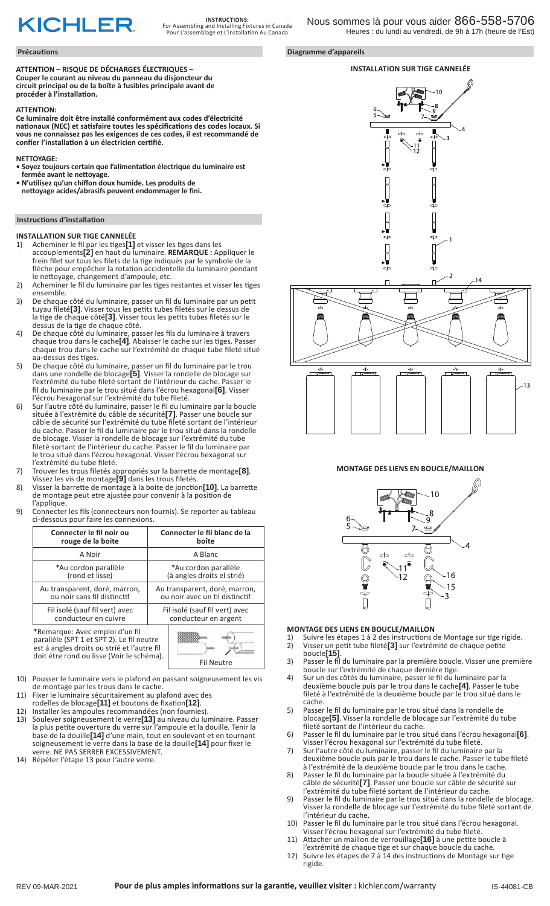# KICHLER

**INSTRUCTIONS:**
For Assembling and Installing Fixtures in Canada
Pour L'assemblage et L'installation Au Canada

Nous sommes là pour vous aider 866-558-5706
Heures : du lundi au vendredi, de 9h à 17h (heure de l'Est)

## Précautions

**ATTENTION – RISQUE DE DÉCHARGES ÉLECTRIQUES – Couper le courant au niveau du panneau du disjoncteur du circuit principal ou de la boîte à fusibles principale avant de procéder à l'installation.**

**ATTENTION:**
**Ce luminaire doit être installé conformément aux codes d'électricité nationaux (NEC) et satisfaire toutes les spécifications des codes locaux. Si vous ne connaissez pas les exigences de ces codes, il est recommandé de confier l'installation à un électricien certifié.**

**NETTOYAGE:**
- **Soyez toujours certain que l'alimentation électrique du luminaire est fermée avant le nettoyage.**
- **N'utilisez qu'un chiffon doux humide. Les produits de nettoyage acides/abrasifs peuvent endommager le fini.**

## Instructions d'installation

### INSTALLATION SUR TIGE CANNELÉE

1) Acheminer le fil par les tiges**[1]** et visser les tiges dans les accouplements**[2]** en haut du luminaire. **REMARQUE :** Appliquer le frein filet sur tous les filets de la tige indiqués par le symbole de la flèche pour empêcher la rotation accidentelle du luminaire pendant le nettoyage, changement d'ampoule, etc.
2) Acheminer le fil du luminaire par les tiges restantes et visser les tiges ensemble.
3) De chaque côté du luminaire, passer un fil du luminaire par un petit tuyau fileté**[3]**. Visser tous les petits tubes filetés sur le dessus de la tige de chaque côté**[3]**. Visser tous les petits tubes filetés sur le dessus de la tige de chaque côté.
4) De chaque côté du luminaire, passer les fils du luminaire à travers chaque trou dans le cache**[4]**. Abaisser le cache sur les tiges. Passer chaque trou dans le cache sur l'extrémité de chaque tube fileté situé au-dessus des tiges.
5) De chaque côté du luminaire, passer un fil du luminaire par le trou dans une rondelle de blocage**[5]**. Visser la rondelle de blocage sur l'extrémité du tube fileté sortant de l'intérieur du cache. Passer le fil du luminaire par le trou situé dans l'écrou hexagonal**[6]**. Visser l'écrou hexagonal sur l'extrémité du tube fileté.
6) Sur l'autre côté du luminaire, passer le fil du luminaire par la boucle située à l'extrémité du câble de sécurité**[7]**. Passer une boucle sur câble de sécurité sur l'extrémité du tube fileté sortant de l'intérieur du cache. Passer le fil du luminaire par le trou situé dans la rondelle de blocage. Visser la rondelle de blocage sur l'extrémité du tube fileté sortant de l'intérieur du cache. Passer le fil du luminaire par le trou situé dans l'écrou hexagonal. Visser l'écrou hexagonal sur l'extrémité du tube fileté.
7) Trouver les trous filetés appropriés sur la barrette de montage**[8]**. Vissez les vis de montage**[9]** dans les trous filetés.
8) Visser la barrette de montage à la boite de jonction**[10]**. La barrette de montage peut etre ajustée pour convenir à la position de l'applique.
9) Connecter les fils (connecteurs non fournis). Se reporter au tableau ci-dessous pour faire les connexions.

| Connecter le fil noir ou rouge de la boite | Connecter le fil blanc de la boîte |
|---|---|
| A Noir | A Blanc |
| *Au cordon parallèle (rond et lisse) | *Au cordon parallèle (à angles droits et strié) |
| Au transparent, doré, marron, ou noir sans fil distinctif | Au transparent, doré, marron, ou noir avec un til distinctif |
| Fil isolé (sauf fil vert) avec conducteur en cuivre | Fil isolé (sauf fil vert) avec conducteur en argent |

*Remarque: Avec emploi d'un fil paralléle (SPT 1 et SPT 2). Le fil neutre est á angles droits ou strié et l'autre fil doit étre rond ou lisse (Voir le schéma).

Fil Neutre

10) Pousser le luminaire vers le plafond en passant soigneusement les vis de montage par les trous dans le cache.
11) Fixer le luminaire sécuritairement au plafond avec des rodelles de blocage**[11]** et boutons de fixation**[12]**.
12) Installer les ampoules recommandées (non fournies).
13) Soulever soigneusement le verre**[13]** au niveau du luminaire. Passer la plus petite ouverture du verre sur l'ampoule et la douille. Tenir la base de la douille**[14]** d'une main, tout en soulevant et en tournant soigneusement le verre dans la base de la douille**[14]** pour fixer le verre. NE PAS SERRER EXCESSIVEMENT.
14) Répéter l'étape 13 pour l'autre verre.

## Diagramme d'appareils

**INSTALLATION SUR TIGE CANNELÉE**

**MONTAGE DES LIENS EN BOUCLE/MAILLON**

### MONTAGE DES LIENS EN BOUCLE/MAILLON

1) Suivre les étapes 1 à 2 des instructions de Montage sur tige rigide.
2) Visser un petit tube fileté**[3]** sur l'extrémité de chaque petite boucle**[15]**.
3) Passer le fil du luminaire par la première boucle. Visser une première boucle sur l'extrémité de chaque dernière tige.
4) Sur un des côtés du luminaire, passer le fil du luminaire par la deuxième boucle puis par le trou dans le cache**[4]**. Passer le tube fileté à l'extrémité de la deuxième boucle par le trou situé dans le cache.
5) Passer le fil du luminaire par le trou situé dans la rondelle de blocage**[5]**. Visser la rondelle de blocage sur l'extrémité du tube fileté sortant de l'intérieur du cache.
6) Passer le fil du luminaire par le trou situé dans l'écrou hexagonal**[6]**. Visser l'écrou hexagonal sur l'extrémité du tube fileté.
7) Sur l'autre côté du luminaire, passer le fil du luminaire par la deuxième boucle puis par le trou dans le cache. Passer le tube fileté à l'extrémité de la deuxième boucle par le trou dans le cache.
8) Passer le fil du luminaire par la boucle située à l'extrémité du câble de sécurité**[7]**. Passer une boucle sur câble de sécurité sur l'extrémité du tube fileté sortant de l'intérieur du cache.
9) Passer le fil du luminaire par le trou situé dans la rondelle de blocage. Visser la rondelle de blocage sur l'extrémité du tube fileté sortant de l'intérieur du cache.
10) Passer le fil du luminaire par le trou situé dans l'écrou hexagonal. Visser l'écrou hexagonal sur l'extrémité du tube fileté.
11) Attacher un maillon de verrouillage**[16]** à une petite boucle à l'extrémité de chaque tige et sur chaque boucle du cache.
12) Suivre les étapes de 7 à 14 des instructions de Montage sur tige rigide.

REV 09-MAR-2021 **Pour de plus amples informations sur la garantie, veuillez visiter :** kichler.com/warranty IS-44081-CB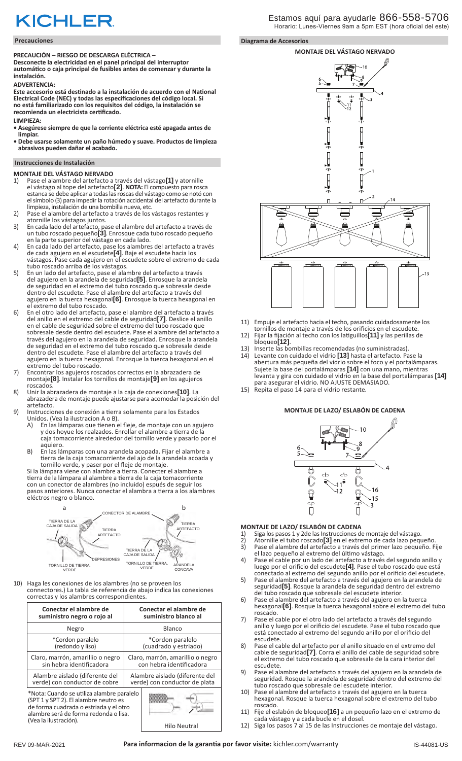# KICHLER

Estamos aquí para ayudarle 866-558-5706
Horario: Lunes-Viernes 9am a 5pm EST (hora oficial del este)

## Precauciones

**PRECAUCIÓN – RIESGO DE DESCARGA ELÉCTRICA –**
**Desconecte la electricidad en el panel principal del interruptor automático o caja principal de fusibles antes de comenzar y durante la instalación.**

**ADVERTENCIA:**
**Este accesorio está destinado a la instalación de acuerdo con el National Electrical Code (NEC) y todas las especificaciones del código local. Si no está familiarizado con los requisitos del código, la instalación se recomienda un electricista certificado.**

**LIMPIEZA:**
- **Asegúrese siempre de que la corriente eléctrica esté apagada antes de limpiar.**
- **Debe usarse solamente un paño húmedo y suave. Productos de limpieza abrasivos pueden dañar el acabado.**

## Instrucciones de Instalación

**MONTAJE DEL VÁSTAGO NERVADO**

1) Pase el alambre del artefacto a través del vástago**[1]** y atornille el vástago al tope del artefacto**[2]**. **NOTA:** El compuesto para rosca estanca se debe aplicar a todas las roscas del vástago como se notó con el símbolo (3) para impedir la rotación accidental del artefacto durante la limpieza, instalación de una bombilla nueva, etc.
2) Pase el alambre del artefacto a través de los vástagos restantes y atornille los vástagos juntos.
3) En cada lado del artefacto, pase el alambre del artefacto a través de un tubo roscado pequeño**[3]**. Enrosque cada tubo roscado pequeño en la parte superior del vástago en cada lado.
4) En cada lado del artefacto, pase los alambres del artefacto a través de cada agujero en el escudete**[4]**. Baje el escudete hacia los vástagos. Pase cada agujero en el escudete sobre el extremo de cada tubo roscado arriba de los vástagos.
5) En un lado del artefacto, pase el alambre del artefacto a través del agujero en la arandela de seguridad**[5]**. Enrosque la arandela de seguridad en el extremo del tubo roscado que sobresale desde dentro del escudete. Pase el alambre del artefacto a través del agujero en la tuerca hexagonal**[6]**. Enrosque la tuerca hexagonal en el extremo del tubo roscado.
6) En el otro lado del artefacto, pase el alambre del artefacto a través del anillo en el extremo del cable de seguridad**[7]**. Deslice el anillo en el cable de seguridad sobre el extremo del tubo roscado que sobresale desde dentro del escudete. Pase el alambre del artefacto a través del agujero en la arandela de seguridad. Enrosque la arandela de seguridad en el extremo del tubo roscado que sobresale desde dentro del escudete. Pase el alambre del artefacto a través del agujero en la tuerca hexagonal. Enrosque la tuerca hexagonal en el extremo del tubo roscado.
7) Encontrar los agujeros roscados correctos en la abrazadera de montaje**[8]**. Instalar los tornillos de montaje**[9]** en los agujeros roscados.
8) Unir la abrazadera de montaje a la caja de conexiones**[10]**. La abrazadera de montaje puede ajustarse para acomodar la posición del artefacto.
9) Instrucciones de conexión a tierra solamente para los Estados Unidos. (Vea la ilustracion A o B).
   A) En las lámparas que tienen el fleje, de montaje con un agujero y dos hoyue los realzados. Enrollar el alambre a tierra de la caja tomacorriente alrededor del tornillo verde y pasarlo por el aquiero.
   B) En las lámparas con una arandela acopada. Fijar el alambre a tierra de la caja tomacorriente del ajo de la arandela acoada y tornillo verde, y paser por el fleje de montaje.

   Si la lámpara viene con alambre a tierra. Conecter el alambre a tierra de la lámpara al alambre a tierra de la caja tomacorriente con un conector de alambres (no incluido) espués de seguir los pasos anteriores. Nunca conectar el alambra a tierra a los alambres eléctros negro o blanco.

a
b
CONECTOR DE ALAMBRE
TIERRA DE LA CAJA DE SALIDA
TIERRA ARTEFACTO
DEPRESIONES
TORNILLO DE TIERRA, VERDE
TIERRA ARTEFACTO
TIERRA DE LA CAJA DE SALIDA
TORNILLO DE TIERRA, VERDE
ARANDELA CONCAVA

10) Haga les conexiones de los alambres (no se proveen los connectores.) La tabla de referencia de abajo indica las conexiones correctas y los alambres correspondientes.

| Conectar el alambre de suministro negro o rojo al | Conectar el alambre de suministro blanco al |
|---|---|
| Negro | Blanco |
| *Cordon paralelo (redondo y liso) | *Cordon paralelo (cuadrado y estriado) |
| Claro, marrón, amarillo o negro sin hebra identificadora | Claro, marrón, amarillo o negro con hebra identificadora |
| Alambre aislado (diferente del verde) con conductor de cobre | Alambre aislado (diferente del verde) con conductor de plata |

*Nota: Cuando se utiliza alambre paralelo (SPT 1 y SPT 2). El alambre neutro es de forma cuadrada o estriada y el otro alambre será de forma redonda o lisa. (Vea la ilustración).

Hilo Neutral

## Diagrama de Accesorios

**MONTAJE DEL VÁSTAGO NERVADO**

10, 8, 9, 6, 5, 7, 4, 3, 11, 12, 1, 2, 14, 13

11) Empuje el artefacto hacia el techo, pasando cuidadosamente los tornillos de montaje a través de los orificios en el escudete.
12) Fijar la fijación al techo con los latiguillos**[11]** y las perillas de bloqueo**[12]**.
13) Inserte las bombillas recomendadas (no suministradas).
14) Levante con cuidado el vidrio **[13]** hasta el artefacto. Pase la abertura más pequeña del vidrio sobre el foco y el portalámparas. Sujete la base del portalámparas **[14]** con una mano, mientras levanta y gira con cuidado el vidrio en la base del portalámparas **[14]** para asegurar el vidrio. NO AJUSTE DEMASIADO.
15) Repita el paso 14 para el vidrio restante.

**MONTAJE DE LAZO/ ESLABÓN DE CADENA**

10, 8, 9, 6, 5, 7, 4, 11, 12, 16, 15, 3

**MONTAJE DE LAZO/ ESLABÓN DE CADENA**

1) Siga los pasos 1 y 2de las Instrucciones de montaje del vástago.
2) Atornille el tubo roscado**[3]** en el extremo de cada lazo pequeño.
3) Pase el alambre del artefacto a través del primer lazo pequeño. Fije el lazo pequeño al extremo del último vástago.
4) Pase el cable por un lado del artefacto a través del segundo anillo y luego por el orificio del escudete**[4]**. Pase el tubo roscado que está conectado al extremo del segundo anillo por el orificio del escudete.
5) Pase el alambre del artefacto a través del agujero en la arandela de seguridad**[5]**. Rosque la arandela de seguridad dentro del extremo del tubo roscado que sobresale del escudete interior.
6) Pase el alambre del artefacto a través del agujero en la tuerca hexagonal**[6]**. Rosque la tuerca hexagonal sobre el extremo del tubo roscado.
7) Pase el cable por el otro lado del artefacto a través del segundo anillo y luego por el orificio del escudete. Pase el tubo roscado que está conectado al extremo del segundo anillo por el orificio del escudete.
8) Pase el cable del artefacto por el anillo situado en el extremo del cable de seguridad**[7]**. Corra el anillo del cable de seguridad sobre el extremo del tubo roscado que sobresale de la cara interior del escudete.
9) Pase el alambre del artefacto a través del agujero en la arandela de seguridad. Rosque la arandela de seguridad dentro del extremo del tubo roscado que sobresale del escudete interior.
10) Pase el alambre del artefacto a través del agujero en la tuerca hexagonal. Rosque la tuerca hexagonal sobre el extremo del tubo roscado.
11) Fije el eslabón de bloqueo**[16]** a un pequeño lazo en el extremo de cada vástago y a cada bucle en el dosel.
12) Siga los pasos 7 al 15 de las Instrucciones de montaje del vástago.

REV 09-MAR-2021 **Para informacion de la garantia por favor visite:** kichler.com/warranty IS-44081-US